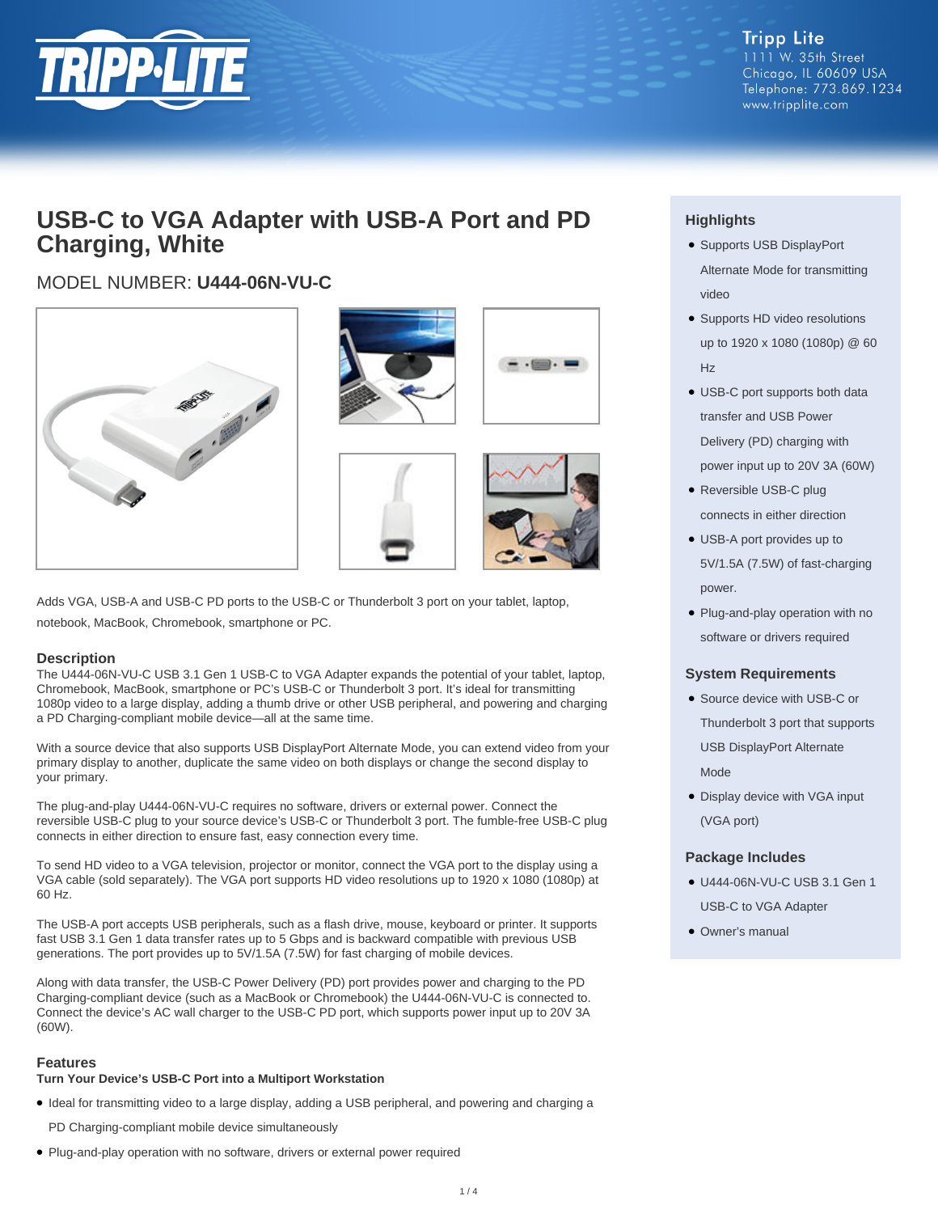Tripp Lite
1111 W. 35th Street
Chicago, IL 60609 USA
Telephone: 773.869.1234
www.tripplite.com

# USB-C to VGA Adapter with USB-A Port and PD Charging, White

## MODEL NUMBER: **U444-06N-VU-C**

Adds VGA, USB-A and USB-C PD ports to the USB-C or Thunderbolt 3 port on your tablet, laptop, notebook, MacBook, Chromebook, smartphone or PC.

### Description

The U444-06N-VU-C USB 3.1 Gen 1 USB-C to VGA Adapter expands the potential of your tablet, laptop, Chromebook, MacBook, smartphone or PC's USB-C or Thunderbolt 3 port. It's ideal for transmitting 1080p video to a large display, adding a thumb drive or other USB peripheral, and powering and charging a PD Charging-compliant mobile device—all at the same time.

With a source device that also supports USB DisplayPort Alternate Mode, you can extend video from your primary display to another, duplicate the same video on both displays or change the second display to your primary.

The plug-and-play U444-06N-VU-C requires no software, drivers or external power. Connect the reversible USB-C plug to your source device's USB-C or Thunderbolt 3 port. The fumble-free USB-C plug connects in either direction to ensure fast, easy connection every time.

To send HD video to a VGA television, projector or monitor, connect the VGA port to the display using a VGA cable (sold separately). The VGA port supports HD video resolutions up to 1920 x 1080 (1080p) at 60 Hz.

The USB-A port accepts USB peripherals, such as a flash drive, mouse, keyboard or printer. It supports fast USB 3.1 Gen 1 data transfer rates up to 5 Gbps and is backward compatible with previous USB generations. The port provides up to 5V/1.5A (7.5W) for fast charging of mobile devices.

Along with data transfer, the USB-C Power Delivery (PD) port provides power and charging to the PD Charging-compliant device (such as a MacBook or Chromebook) the U444-06N-VU-C is connected to. Connect the device's AC wall charger to the USB-C PD port, which supports power input up to 20V 3A (60W).

### Features

**Turn Your Device's USB-C Port into a Multiport Workstation**

- Ideal for transmitting video to a large display, adding a USB peripheral, and powering and charging a PD Charging-compliant mobile device simultaneously
- Plug-and-play operation with no software, drivers or external power required

### Highlights

- Supports USB DisplayPort Alternate Mode for transmitting video
- Supports HD video resolutions up to 1920 x 1080 (1080p) @ 60 Hz
- USB-C port supports both data transfer and USB Power Delivery (PD) charging with power input up to 20V 3A (60W)
- Reversible USB-C plug connects in either direction
- USB-A port provides up to 5V/1.5A (7.5W) of fast-charging power.
- Plug-and-play operation with no software or drivers required

### System Requirements

- Source device with USB-C or Thunderbolt 3 port that supports USB DisplayPort Alternate Mode
- Display device with VGA input (VGA port)

### Package Includes

- U444-06N-VU-C USB 3.1 Gen 1 USB-C to VGA Adapter
- Owner's manual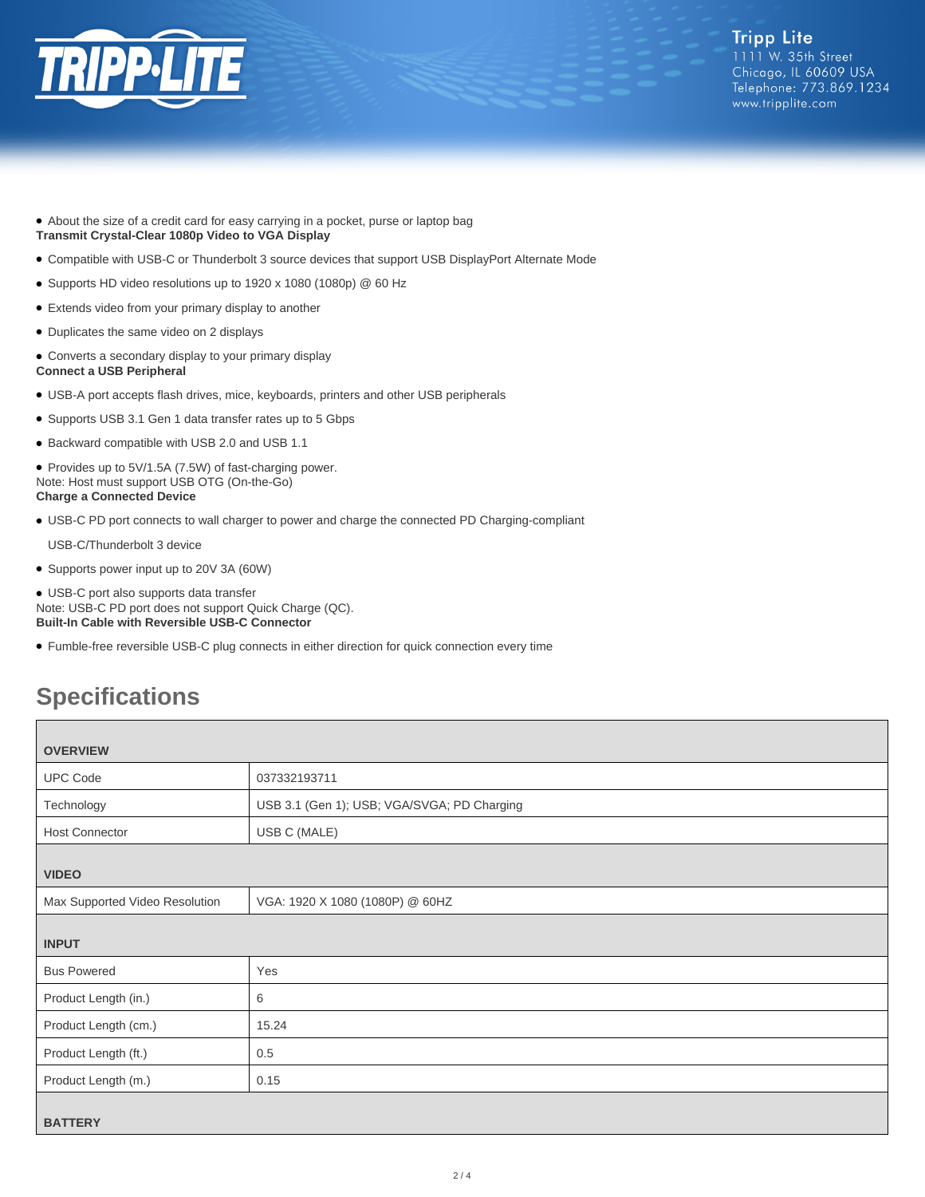- About the size of a credit card for easy carrying in a pocket, purse or laptop bag

**Transmit Crystal-Clear 1080p Video to VGA Display**

- Compatible with USB-C or Thunderbolt 3 source devices that support USB DisplayPort Alternate Mode
- Supports HD video resolutions up to 1920 x 1080 (1080p) @ 60 Hz
- Extends video from your primary display to another
- Duplicates the same video on 2 displays
- Converts a secondary display to your primary display

**Connect a USB Peripheral**

- USB-A port accepts flash drives, mice, keyboards, printers and other USB peripherals
- Supports USB 3.1 Gen 1 data transfer rates up to 5 Gbps
- Backward compatible with USB 2.0 and USB 1.1
- Provides up to 5V/1.5A (7.5W) of fast-charging power.

Note: Host must support USB OTG (On-the-Go)

**Charge a Connected Device**

- USB-C PD port connects to wall charger to power and charge the connected PD Charging-compliant USB-C/Thunderbolt 3 device
- Supports power input up to 20V 3A (60W)
- USB-C port also supports data transfer

Note: USB-C PD port does not support Quick Charge (QC).

**Built-In Cable with Reversible USB-C Connector**

- Fumble-free reversible USB-C plug connects in either direction for quick connection every time

## Specifications

| **OVERVIEW** | |
|---|---|
| UPC Code | 037332193711 |
| Technology | USB 3.1 (Gen 1); USB; VGA/SVGA; PD Charging |
| Host Connector | USB C (MALE) |
| **VIDEO** | |
| Max Supported Video Resolution | VGA: 1920 X 1080 (1080P) @ 60HZ |
| **INPUT** | |
| Bus Powered | Yes |
| Product Length (in.) | 6 |
| Product Length (cm.) | 15.24 |
| Product Length (ft.) | 0.5 |
| Product Length (m.) | 0.15 |
| **BATTERY** | |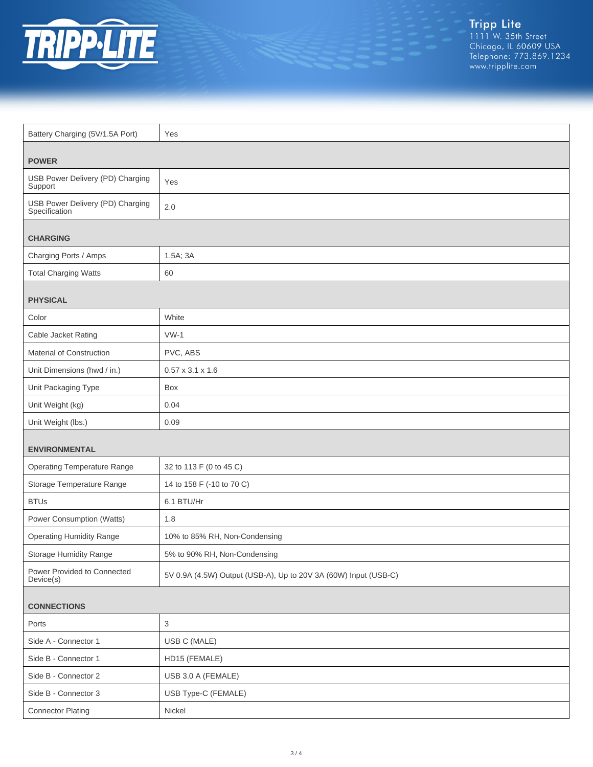| | |
|---|---|
| Battery Charging (5V/1.5A Port) | Yes |
| **POWER** | |
| USB Power Delivery (PD) Charging Support | Yes |
| USB Power Delivery (PD) Charging Specification | 2.0 |
| **CHARGING** | |
| Charging Ports / Amps | 1.5A; 3A |
| Total Charging Watts | 60 |
| **PHYSICAL** | |
| Color | White |
| Cable Jacket Rating | VW-1 |
| Material of Construction | PVC, ABS |
| Unit Dimensions (hwd / in.) | 0.57 x 3.1 x 1.6 |
| Unit Packaging Type | Box |
| Unit Weight (kg) | 0.04 |
| Unit Weight (lbs.) | 0.09 |
| **ENVIRONMENTAL** | |
| Operating Temperature Range | 32 to 113 F (0 to 45 C) |
| Storage Temperature Range | 14 to 158 F (-10 to 70 C) |
| BTUs | 6.1 BTU/Hr |
| Power Consumption (Watts) | 1.8 |
| Operating Humidity Range | 10% to 85% RH, Non-Condensing |
| Storage Humidity Range | 5% to 90% RH, Non-Condensing |
| Power Provided to Connected Device(s) | 5V 0.9A (4.5W) Output (USB-A), Up to 20V 3A (60W) Input (USB-C) |
| **CONNECTIONS** | |
| Ports | 3 |
| Side A - Connector 1 | USB C (MALE) |
| Side B - Connector 1 | HD15 (FEMALE) |
| Side B - Connector 2 | USB 3.0 A (FEMALE) |
| Side B - Connector 3 | USB Type-C (FEMALE) |
| Connector Plating | Nickel |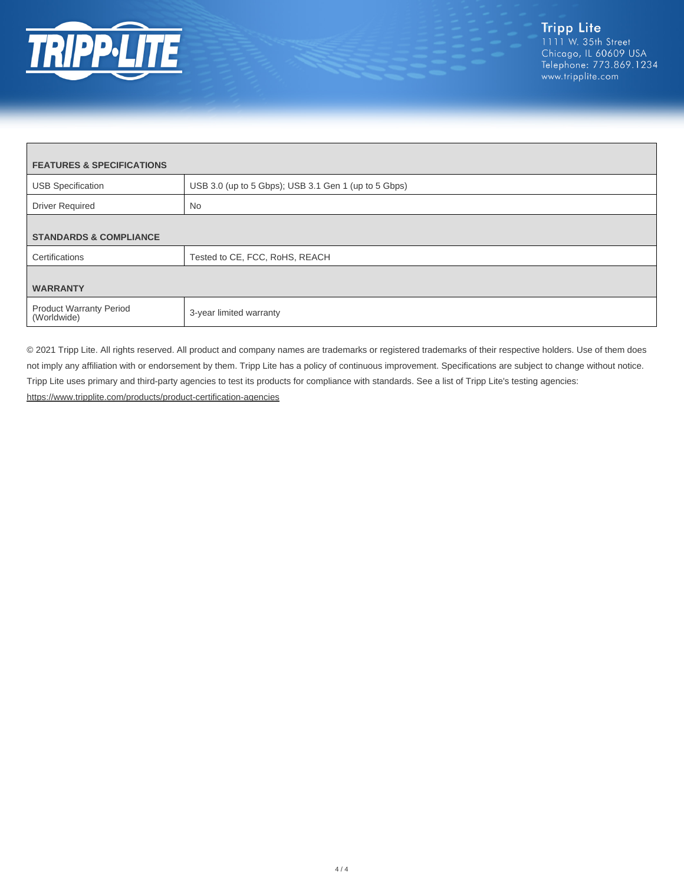| FEATURES & SPECIFICATIONS | |
|---|---|
| USB Specification | USB 3.0 (up to 5 Gbps); USB 3.1 Gen 1 (up to 5 Gbps) |
| Driver Required | No |
| **STANDARDS & COMPLIANCE** | |
| Certifications | Tested to CE, FCC, RoHS, REACH |
| **WARRANTY** | |
| Product Warranty Period (Worldwide) | 3-year limited warranty |

© 2021 Tripp Lite. All rights reserved. All product and company names are trademarks or registered trademarks of their respective holders. Use of them does not imply any affiliation with or endorsement by them. Tripp Lite has a policy of continuous improvement. Specifications are subject to change without notice. Tripp Lite uses primary and third-party agencies to test its products for compliance with standards. See a list of Tripp Lite's testing agencies: https://www.tripplite.com/products/product-certification-agencies